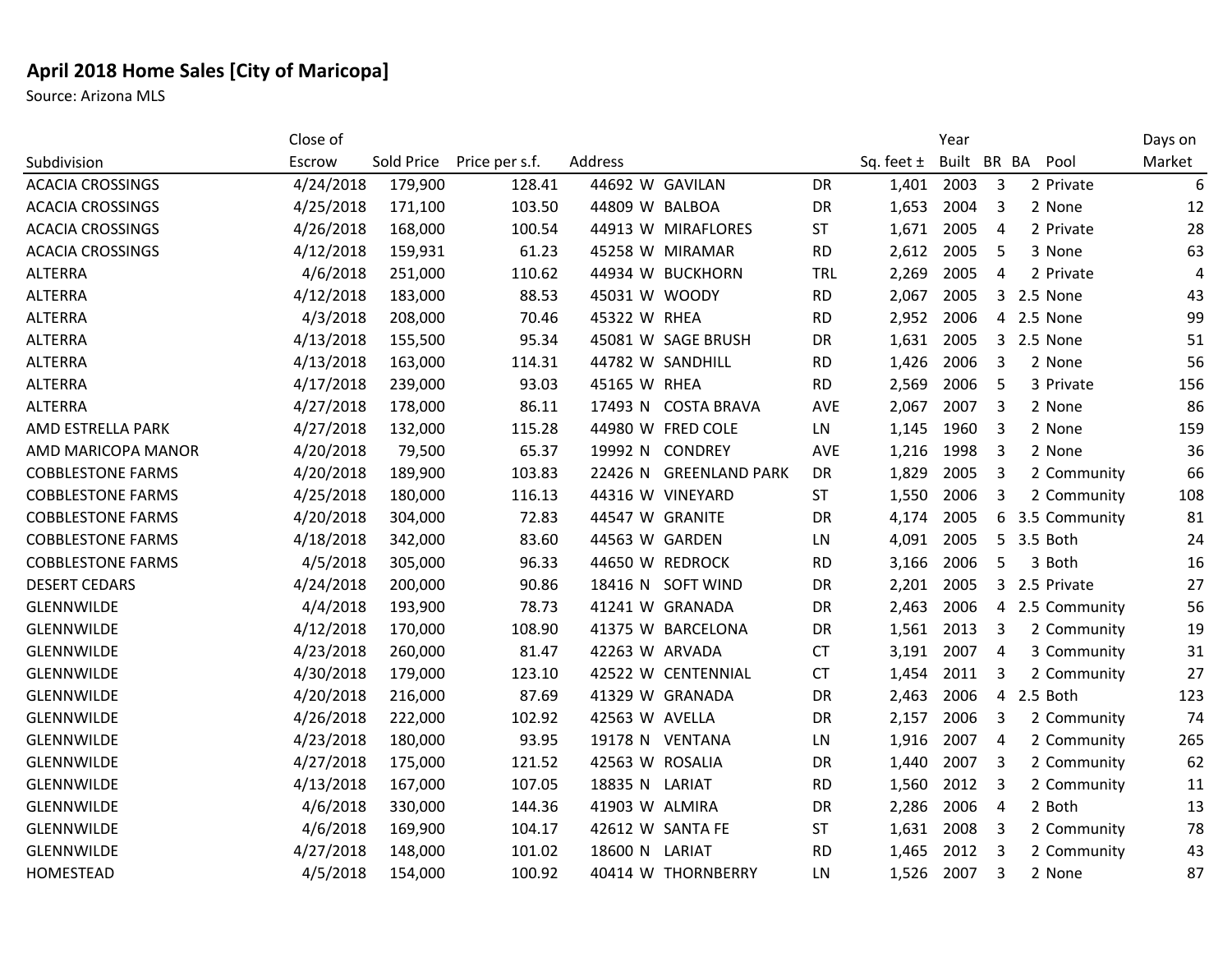**April 2018 Home Sales [City of Maricopa]**

Source: Arizona MLS

| Subdivision | Close of Escrow | Sold Price | Price per s.f. | Address | | | | Sq. feet ± | Year Built | BR | BA | Pool | Days on Market |
|---|---|---|---|---|---|---|---|---|---|---|---|---|---|
| ACACIA CROSSINGS | 4/24/2018 | 179,900 | 128.41 | 44692 | W | GAVILAN | DR | 1,401 | 2003 | 3 | 2 | Private | 6 |
| ACACIA CROSSINGS | 4/25/2018 | 171,100 | 103.50 | 44809 | W | BALBOA | DR | 1,653 | 2004 | 3 | 2 | None | 12 |
| ACACIA CROSSINGS | 4/26/2018 | 168,000 | 100.54 | 44913 | W | MIRAFLORES | ST | 1,671 | 2005 | 4 | 2 | Private | 28 |
| ACACIA CROSSINGS | 4/12/2018 | 159,931 | 61.23 | 45258 | W | MIRAMAR | RD | 2,612 | 2005 | 5 | 3 | None | 63 |
| ALTERRA | 4/6/2018 | 251,000 | 110.62 | 44934 | W | BUCKHORN | TRL | 2,269 | 2005 | 4 | 2 | Private | 4 |
| ALTERRA | 4/12/2018 | 183,000 | 88.53 | 45031 | W | WOODY | RD | 2,067 | 2005 | 3 | 2.5 | None | 43 |
| ALTERRA | 4/3/2018 | 208,000 | 70.46 | 45322 | W | RHEA | RD | 2,952 | 2006 | 4 | 2.5 | None | 99 |
| ALTERRA | 4/13/2018 | 155,500 | 95.34 | 45081 | W | SAGE BRUSH | DR | 1,631 | 2005 | 3 | 2.5 | None | 51 |
| ALTERRA | 4/13/2018 | 163,000 | 114.31 | 44782 | W | SANDHILL | RD | 1,426 | 2006 | 3 | 2 | None | 56 |
| ALTERRA | 4/17/2018 | 239,000 | 93.03 | 45165 | W | RHEA | RD | 2,569 | 2006 | 5 | 3 | Private | 156 |
| ALTERRA | 4/27/2018 | 178,000 | 86.11 | 17493 | N | COSTA BRAVA | AVE | 2,067 | 2007 | 3 | 2 | None | 86 |
| AMD ESTRELLA PARK | 4/27/2018 | 132,000 | 115.28 | 44980 | W | FRED COLE | LN | 1,145 | 1960 | 3 | 2 | None | 159 |
| AMD MARICOPA MANOR | 4/20/2018 | 79,500 | 65.37 | 19992 | N | CONDREY | AVE | 1,216 | 1998 | 3 | 2 | None | 36 |
| COBBLESTONE FARMS | 4/20/2018 | 189,900 | 103.83 | 22426 | N | GREENLAND PARK | DR | 1,829 | 2005 | 3 | 2 | Community | 66 |
| COBBLESTONE FARMS | 4/25/2018 | 180,000 | 116.13 | 44316 | W | VINEYARD | ST | 1,550 | 2006 | 3 | 2 | Community | 108 |
| COBBLESTONE FARMS | 4/20/2018 | 304,000 | 72.83 | 44547 | W | GRANITE | DR | 4,174 | 2005 | 6 | 3.5 | Community | 81 |
| COBBLESTONE FARMS | 4/18/2018 | 342,000 | 83.60 | 44563 | W | GARDEN | LN | 4,091 | 2005 | 5 | 3.5 | Both | 24 |
| COBBLESTONE FARMS | 4/5/2018 | 305,000 | 96.33 | 44650 | W | REDROCK | RD | 3,166 | 2006 | 5 | 3 | Both | 16 |
| DESERT CEDARS | 4/24/2018 | 200,000 | 90.86 | 18416 | N | SOFT WIND | DR | 2,201 | 2005 | 3 | 2.5 | Private | 27 |
| GLENNWILDE | 4/4/2018 | 193,900 | 78.73 | 41241 | W | GRANADA | DR | 2,463 | 2006 | 4 | 2.5 | Community | 56 |
| GLENNWILDE | 4/12/2018 | 170,000 | 108.90 | 41375 | W | BARCELONA | DR | 1,561 | 2013 | 3 | 2 | Community | 19 |
| GLENNWILDE | 4/23/2018 | 260,000 | 81.47 | 42263 | W | ARVADA | CT | 3,191 | 2007 | 4 | 3 | Community | 31 |
| GLENNWILDE | 4/30/2018 | 179,000 | 123.10 | 42522 | W | CENTENNIAL | CT | 1,454 | 2011 | 3 | 2 | Community | 27 |
| GLENNWILDE | 4/20/2018 | 216,000 | 87.69 | 41329 | W | GRANADA | DR | 2,463 | 2006 | 4 | 2.5 | Both | 123 |
| GLENNWILDE | 4/26/2018 | 222,000 | 102.92 | 42563 | W | AVELLA | DR | 2,157 | 2006 | 3 | 2 | Community | 74 |
| GLENNWILDE | 4/23/2018 | 180,000 | 93.95 | 19178 | N | VENTANA | LN | 1,916 | 2007 | 4 | 2 | Community | 265 |
| GLENNWILDE | 4/27/2018 | 175,000 | 121.52 | 42563 | W | ROSALIA | DR | 1,440 | 2007 | 3 | 2 | Community | 62 |
| GLENNWILDE | 4/13/2018 | 167,000 | 107.05 | 18835 | N | LARIAT | RD | 1,560 | 2012 | 3 | 2 | Community | 11 |
| GLENNWILDE | 4/6/2018 | 330,000 | 144.36 | 41903 | W | ALMIRA | DR | 2,286 | 2006 | 4 | 2 | Both | 13 |
| GLENNWILDE | 4/6/2018 | 169,900 | 104.17 | 42612 | W | SANTA FE | ST | 1,631 | 2008 | 3 | 2 | Community | 78 |
| GLENNWILDE | 4/27/2018 | 148,000 | 101.02 | 18600 | N | LARIAT | RD | 1,465 | 2012 | 3 | 2 | Community | 43 |
| HOMESTEAD | 4/5/2018 | 154,000 | 100.92 | 40414 | W | THORNBERRY | LN | 1,526 | 2007 | 3 | 2 | None | 87 |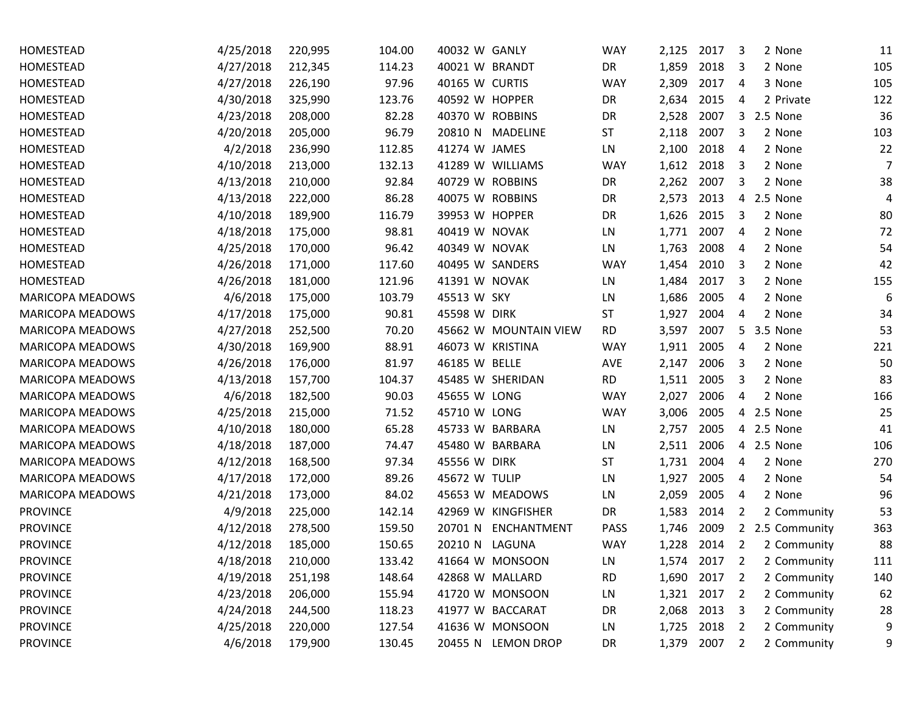| | | | | | | | | | | | | | |
|---|---|---|---|---|---|---|---|---|---|---|---|---|---|
| HOMESTEAD | 4/25/2018 | 220,995 | 104.00 | 40032 | W | GANLY | WAY | 2,125 | 2017 | 3 | 2 | None | 11 |
| HOMESTEAD | 4/27/2018 | 212,345 | 114.23 | 40021 | W | BRANDT | DR | 1,859 | 2018 | 3 | 2 | None | 105 |
| HOMESTEAD | 4/27/2018 | 226,190 | 97.96 | 40165 | W | CURTIS | WAY | 2,309 | 2017 | 4 | 3 | None | 105 |
| HOMESTEAD | 4/30/2018 | 325,990 | 123.76 | 40592 | W | HOPPER | DR | 2,634 | 2015 | 4 | 2 | Private | 122 |
| HOMESTEAD | 4/23/2018 | 208,000 | 82.28 | 40370 | W | ROBBINS | DR | 2,528 | 2007 | 3 | 2.5 | None | 36 |
| HOMESTEAD | 4/20/2018 | 205,000 | 96.79 | 20810 | N | MADELINE | ST | 2,118 | 2007 | 3 | 2 | None | 103 |
| HOMESTEAD | 4/2/2018 | 236,990 | 112.85 | 41274 | W | JAMES | LN | 2,100 | 2018 | 4 | 2 | None | 22 |
| HOMESTEAD | 4/10/2018 | 213,000 | 132.13 | 41289 | W | WILLIAMS | WAY | 1,612 | 2018 | 3 | 2 | None | 7 |
| HOMESTEAD | 4/13/2018 | 210,000 | 92.84 | 40729 | W | ROBBINS | DR | 2,262 | 2007 | 3 | 2 | None | 38 |
| HOMESTEAD | 4/13/2018 | 222,000 | 86.28 | 40075 | W | ROBBINS | DR | 2,573 | 2013 | 4 | 2.5 | None | 4 |
| HOMESTEAD | 4/10/2018 | 189,900 | 116.79 | 39953 | W | HOPPER | DR | 1,626 | 2015 | 3 | 2 | None | 80 |
| HOMESTEAD | 4/18/2018 | 175,000 | 98.81 | 40419 | W | NOVAK | LN | 1,771 | 2007 | 4 | 2 | None | 72 |
| HOMESTEAD | 4/25/2018 | 170,000 | 96.42 | 40349 | W | NOVAK | LN | 1,763 | 2008 | 4 | 2 | None | 54 |
| HOMESTEAD | 4/26/2018 | 171,000 | 117.60 | 40495 | W | SANDERS | WAY | 1,454 | 2010 | 3 | 2 | None | 42 |
| HOMESTEAD | 4/26/2018 | 181,000 | 121.96 | 41391 | W | NOVAK | LN | 1,484 | 2017 | 3 | 2 | None | 155 |
| MARICOPA MEADOWS | 4/6/2018 | 175,000 | 103.79 | 45513 | W | SKY | LN | 1,686 | 2005 | 4 | 2 | None | 6 |
| MARICOPA MEADOWS | 4/17/2018 | 175,000 | 90.81 | 45598 | W | DIRK | ST | 1,927 | 2004 | 4 | 2 | None | 34 |
| MARICOPA MEADOWS | 4/27/2018 | 252,500 | 70.20 | 45662 | W | MOUNTAIN VIEW | RD | 3,597 | 2007 | 5 | 3.5 | None | 53 |
| MARICOPA MEADOWS | 4/30/2018 | 169,900 | 88.91 | 46073 | W | KRISTINA | WAY | 1,911 | 2005 | 4 | 2 | None | 221 |
| MARICOPA MEADOWS | 4/26/2018 | 176,000 | 81.97 | 46185 | W | BELLE | AVE | 2,147 | 2006 | 3 | 2 | None | 50 |
| MARICOPA MEADOWS | 4/13/2018 | 157,700 | 104.37 | 45485 | W | SHERIDAN | RD | 1,511 | 2005 | 3 | 2 | None | 83 |
| MARICOPA MEADOWS | 4/6/2018 | 182,500 | 90.03 | 45655 | W | LONG | WAY | 2,027 | 2006 | 4 | 2 | None | 166 |
| MARICOPA MEADOWS | 4/25/2018 | 215,000 | 71.52 | 45710 | W | LONG | WAY | 3,006 | 2005 | 4 | 2.5 | None | 25 |
| MARICOPA MEADOWS | 4/10/2018 | 180,000 | 65.28 | 45733 | W | BARBARA | LN | 2,757 | 2005 | 4 | 2.5 | None | 41 |
| MARICOPA MEADOWS | 4/18/2018 | 187,000 | 74.47 | 45480 | W | BARBARA | LN | 2,511 | 2006 | 4 | 2.5 | None | 106 |
| MARICOPA MEADOWS | 4/12/2018 | 168,500 | 97.34 | 45556 | W | DIRK | ST | 1,731 | 2004 | 4 | 2 | None | 270 |
| MARICOPA MEADOWS | 4/17/2018 | 172,000 | 89.26 | 45672 | W | TULIP | LN | 1,927 | 2005 | 4 | 2 | None | 54 |
| MARICOPA MEADOWS | 4/21/2018 | 173,000 | 84.02 | 45653 | W | MEADOWS | LN | 2,059 | 2005 | 4 | 2 | None | 96 |
| PROVINCE | 4/9/2018 | 225,000 | 142.14 | 42969 | W | KINGFISHER | DR | 1,583 | 2014 | 2 | 2 | Community | 53 |
| PROVINCE | 4/12/2018 | 278,500 | 159.50 | 20701 | N | ENCHANTMENT | PASS | 1,746 | 2009 | 2 | 2.5 | Community | 363 |
| PROVINCE | 4/12/2018 | 185,000 | 150.65 | 20210 | N | LAGUNA | WAY | 1,228 | 2014 | 2 | 2 | Community | 88 |
| PROVINCE | 4/18/2018 | 210,000 | 133.42 | 41664 | W | MONSOON | LN | 1,574 | 2017 | 2 | 2 | Community | 111 |
| PROVINCE | 4/19/2018 | 251,198 | 148.64 | 42868 | W | MALLARD | RD | 1,690 | 2017 | 2 | 2 | Community | 140 |
| PROVINCE | 4/23/2018 | 206,000 | 155.94 | 41720 | W | MONSOON | LN | 1,321 | 2017 | 2 | 2 | Community | 62 |
| PROVINCE | 4/24/2018 | 244,500 | 118.23 | 41977 | W | BACCARAT | DR | 2,068 | 2013 | 3 | 2 | Community | 28 |
| PROVINCE | 4/25/2018 | 220,000 | 127.54 | 41636 | W | MONSOON | LN | 1,725 | 2018 | 2 | 2 | Community | 9 |
| PROVINCE | 4/6/2018 | 179,900 | 130.45 | 20455 | N | LEMON DROP | DR | 1,379 | 2007 | 2 | 2 | Community | 9 |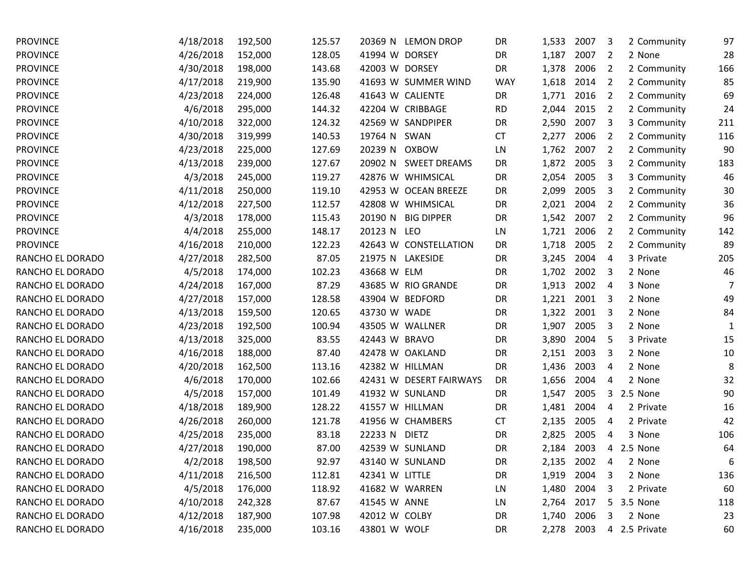| | | | | | | | | | | | | |
|---|---|---|---|---|---|---|---|---|---|---|---|---|
| PROVINCE | 4/18/2018 | 192,500 | 125.57 | 20369 N | LEMON DROP | DR | 1,533 | 2007 | 3 | 2 | Community | 97 |
| PROVINCE | 4/26/2018 | 152,000 | 128.05 | 41994 W | DORSEY | DR | 1,187 | 2007 | 2 | 2 | None | 28 |
| PROVINCE | 4/30/2018 | 198,000 | 143.68 | 42003 W | DORSEY | DR | 1,378 | 2006 | 2 | 2 | Community | 166 |
| PROVINCE | 4/17/2018 | 219,900 | 135.90 | 41693 W | SUMMER WIND | WAY | 1,618 | 2014 | 2 | 2 | Community | 85 |
| PROVINCE | 4/23/2018 | 224,000 | 126.48 | 41643 W | CALIENTE | DR | 1,771 | 2016 | 2 | 2 | Community | 69 |
| PROVINCE | 4/6/2018 | 295,000 | 144.32 | 42204 W | CRIBBAGE | RD | 2,044 | 2015 | 2 | 2 | Community | 24 |
| PROVINCE | 4/10/2018 | 322,000 | 124.32 | 42569 W | SANDPIPER | DR | 2,590 | 2007 | 3 | 3 | Community | 211 |
| PROVINCE | 4/30/2018 | 319,999 | 140.53 | 19764 N | SWAN | CT | 2,277 | 2006 | 2 | 2 | Community | 116 |
| PROVINCE | 4/23/2018 | 225,000 | 127.69 | 20239 N | OXBOW | LN | 1,762 | 2007 | 2 | 2 | Community | 90 |
| PROVINCE | 4/13/2018 | 239,000 | 127.67 | 20902 N | SWEET DREAMS | DR | 1,872 | 2005 | 3 | 2 | Community | 183 |
| PROVINCE | 4/3/2018 | 245,000 | 119.27 | 42876 W | WHIMSICAL | DR | 2,054 | 2005 | 3 | 3 | Community | 46 |
| PROVINCE | 4/11/2018 | 250,000 | 119.10 | 42953 W | OCEAN BREEZE | DR | 2,099 | 2005 | 3 | 2 | Community | 30 |
| PROVINCE | 4/12/2018 | 227,500 | 112.57 | 42808 W | WHIMSICAL | DR | 2,021 | 2004 | 2 | 2 | Community | 36 |
| PROVINCE | 4/3/2018 | 178,000 | 115.43 | 20190 N | BIG DIPPER | DR | 1,542 | 2007 | 2 | 2 | Community | 96 |
| PROVINCE | 4/4/2018 | 255,000 | 148.17 | 20123 N | LEO | LN | 1,721 | 2006 | 2 | 2 | Community | 142 |
| PROVINCE | 4/16/2018 | 210,000 | 122.23 | 42643 W | CONSTELLATION | DR | 1,718 | 2005 | 2 | 2 | Community | 89 |
| RANCHO EL DORADO | 4/27/2018 | 282,500 | 87.05 | 21975 N | LAKESIDE | DR | 3,245 | 2004 | 4 | 3 | Private | 205 |
| RANCHO EL DORADO | 4/5/2018 | 174,000 | 102.23 | 43668 W | ELM | DR | 1,702 | 2002 | 3 | 2 | None | 46 |
| RANCHO EL DORADO | 4/24/2018 | 167,000 | 87.29 | 43685 W | RIO GRANDE | DR | 1,913 | 2002 | 4 | 3 | None | 7 |
| RANCHO EL DORADO | 4/27/2018 | 157,000 | 128.58 | 43904 W | BEDFORD | DR | 1,221 | 2001 | 3 | 2 | None | 49 |
| RANCHO EL DORADO | 4/13/2018 | 159,500 | 120.65 | 43730 W | WADE | DR | 1,322 | 2001 | 3 | 2 | None | 84 |
| RANCHO EL DORADO | 4/23/2018 | 192,500 | 100.94 | 43505 W | WALLNER | DR | 1,907 | 2005 | 3 | 2 | None | 1 |
| RANCHO EL DORADO | 4/13/2018 | 325,000 | 83.55 | 42443 W | BRAVO | DR | 3,890 | 2004 | 5 | 3 | Private | 15 |
| RANCHO EL DORADO | 4/16/2018 | 188,000 | 87.40 | 42478 W | OAKLAND | DR | 2,151 | 2003 | 3 | 2 | None | 10 |
| RANCHO EL DORADO | 4/20/2018 | 162,500 | 113.16 | 42382 W | HILLMAN | DR | 1,436 | 2003 | 4 | 2 | None | 8 |
| RANCHO EL DORADO | 4/6/2018 | 170,000 | 102.66 | 42431 W | DESERT FAIRWAYS | DR | 1,656 | 2004 | 4 | 2 | None | 32 |
| RANCHO EL DORADO | 4/5/2018 | 157,000 | 101.49 | 41932 W | SUNLAND | DR | 1,547 | 2005 | 3 | 2.5 | None | 90 |
| RANCHO EL DORADO | 4/18/2018 | 189,900 | 128.22 | 41557 W | HILLMAN | DR | 1,481 | 2004 | 4 | 2 | Private | 16 |
| RANCHO EL DORADO | 4/26/2018 | 260,000 | 121.78 | 41956 W | CHAMBERS | CT | 2,135 | 2005 | 4 | 2 | Private | 42 |
| RANCHO EL DORADO | 4/25/2018 | 235,000 | 83.18 | 22233 N | DIETZ | DR | 2,825 | 2005 | 4 | 3 | None | 106 |
| RANCHO EL DORADO | 4/27/2018 | 190,000 | 87.00 | 42539 W | SUNLAND | DR | 2,184 | 2003 | 4 | 2.5 | None | 64 |
| RANCHO EL DORADO | 4/2/2018 | 198,500 | 92.97 | 43140 W | SUNLAND | DR | 2,135 | 2002 | 4 | 2 | None | 6 |
| RANCHO EL DORADO | 4/11/2018 | 216,500 | 112.81 | 42341 W | LITTLE | DR | 1,919 | 2004 | 3 | 2 | None | 136 |
| RANCHO EL DORADO | 4/5/2018 | 176,000 | 118.92 | 41682 W | WARREN | LN | 1,480 | 2004 | 3 | 2 | Private | 60 |
| RANCHO EL DORADO | 4/10/2018 | 242,328 | 87.67 | 41545 W | ANNE | LN | 2,764 | 2017 | 5 | 3.5 | None | 118 |
| RANCHO EL DORADO | 4/12/2018 | 187,900 | 107.98 | 42012 W | COLBY | DR | 1,740 | 2006 | 3 | 2 | None | 23 |
| RANCHO EL DORADO | 4/16/2018 | 235,000 | 103.16 | 43801 W | WOLF | DR | 2,278 | 2003 | 4 | 2.5 | Private | 60 |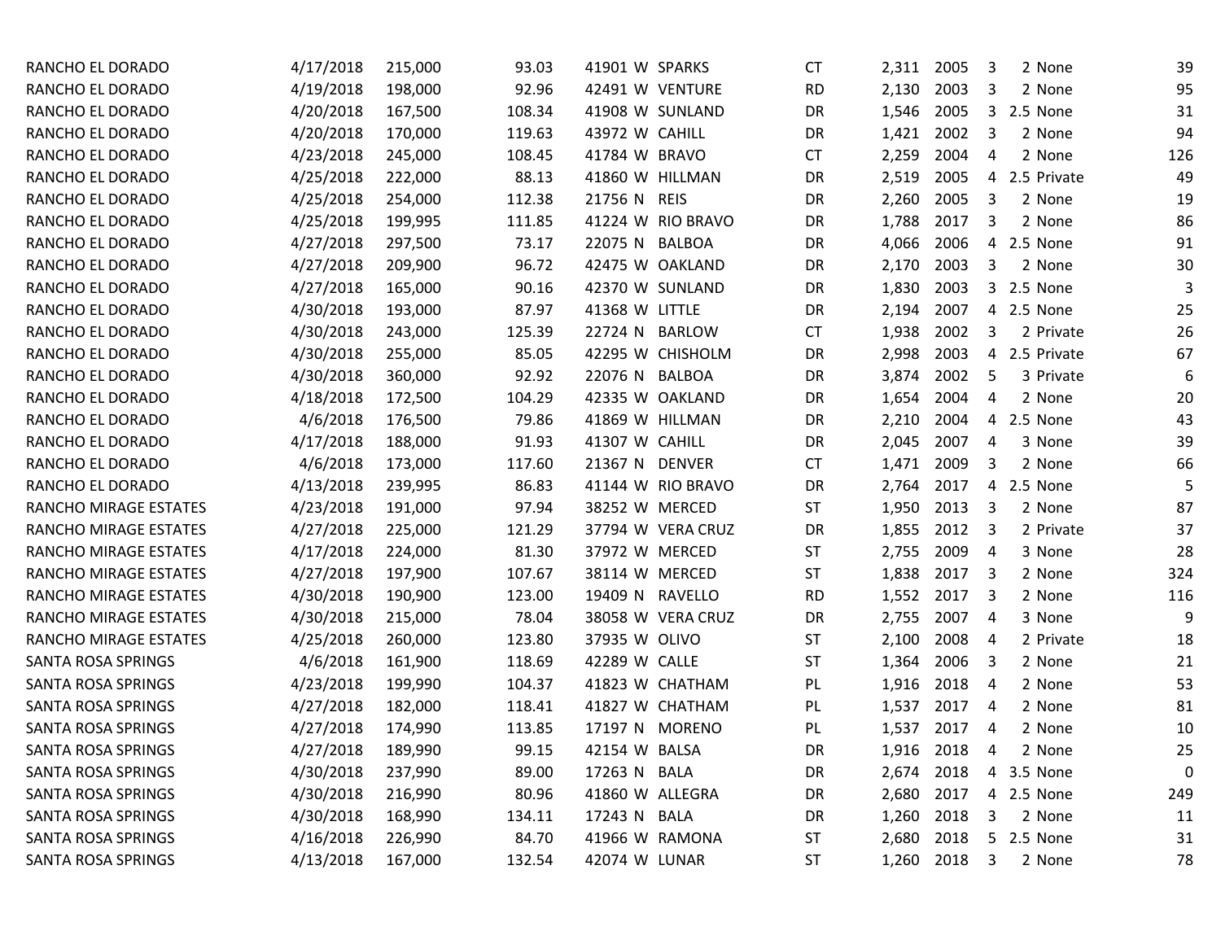| | | | | | | | | | | | | | |
|---|---|---|---|---|---|---|---|---|---|---|---|---|---|
| RANCHO EL DORADO | 4/17/2018 | 215,000 | 93.03 | 41901 | W | SPARKS | CT | 2,311 | 2005 | 3 | 2 | None | 39 |
| RANCHO EL DORADO | 4/19/2018 | 198,000 | 92.96 | 42491 | W | VENTURE | RD | 2,130 | 2003 | 3 | 2 | None | 95 |
| RANCHO EL DORADO | 4/20/2018 | 167,500 | 108.34 | 41908 | W | SUNLAND | DR | 1,546 | 2005 | 3 | 2.5 | None | 31 |
| RANCHO EL DORADO | 4/20/2018 | 170,000 | 119.63 | 43972 | W | CAHILL | DR | 1,421 | 2002 | 3 | 2 | None | 94 |
| RANCHO EL DORADO | 4/23/2018 | 245,000 | 108.45 | 41784 | W | BRAVO | CT | 2,259 | 2004 | 4 | 2 | None | 126 |
| RANCHO EL DORADO | 4/25/2018 | 222,000 | 88.13 | 41860 | W | HILLMAN | DR | 2,519 | 2005 | 4 | 2.5 | Private | 49 |
| RANCHO EL DORADO | 4/25/2018 | 254,000 | 112.38 | 21756 | N | REIS | DR | 2,260 | 2005 | 3 | 2 | None | 19 |
| RANCHO EL DORADO | 4/25/2018 | 199,995 | 111.85 | 41224 | W | RIO BRAVO | DR | 1,788 | 2017 | 3 | 2 | None | 86 |
| RANCHO EL DORADO | 4/27/2018 | 297,500 | 73.17 | 22075 | N | BALBOA | DR | 4,066 | 2006 | 4 | 2.5 | None | 91 |
| RANCHO EL DORADO | 4/27/2018 | 209,900 | 96.72 | 42475 | W | OAKLAND | DR | 2,170 | 2003 | 3 | 2 | None | 30 |
| RANCHO EL DORADO | 4/27/2018 | 165,000 | 90.16 | 42370 | W | SUNLAND | DR | 1,830 | 2003 | 3 | 2.5 | None | 3 |
| RANCHO EL DORADO | 4/30/2018 | 193,000 | 87.97 | 41368 | W | LITTLE | DR | 2,194 | 2007 | 4 | 2.5 | None | 25 |
| RANCHO EL DORADO | 4/30/2018 | 243,000 | 125.39 | 22724 | N | BARLOW | CT | 1,938 | 2002 | 3 | 2 | Private | 26 |
| RANCHO EL DORADO | 4/30/2018 | 255,000 | 85.05 | 42295 | W | CHISHOLM | DR | 2,998 | 2003 | 4 | 2.5 | Private | 67 |
| RANCHO EL DORADO | 4/30/2018 | 360,000 | 92.92 | 22076 | N | BALBOA | DR | 3,874 | 2002 | 5 | 3 | Private | 6 |
| RANCHO EL DORADO | 4/18/2018 | 172,500 | 104.29 | 42335 | W | OAKLAND | DR | 1,654 | 2004 | 4 | 2 | None | 20 |
| RANCHO EL DORADO | 4/6/2018 | 176,500 | 79.86 | 41869 | W | HILLMAN | DR | 2,210 | 2004 | 4 | 2.5 | None | 43 |
| RANCHO EL DORADO | 4/17/2018 | 188,000 | 91.93 | 41307 | W | CAHILL | DR | 2,045 | 2007 | 4 | 3 | None | 39 |
| RANCHO EL DORADO | 4/6/2018 | 173,000 | 117.60 | 21367 | N | DENVER | CT | 1,471 | 2009 | 3 | 2 | None | 66 |
| RANCHO EL DORADO | 4/13/2018 | 239,995 | 86.83 | 41144 | W | RIO BRAVO | DR | 2,764 | 2017 | 4 | 2.5 | None | 5 |
| RANCHO MIRAGE ESTATES | 4/23/2018 | 191,000 | 97.94 | 38252 | W | MERCED | ST | 1,950 | 2013 | 3 | 2 | None | 87 |
| RANCHO MIRAGE ESTATES | 4/27/2018 | 225,000 | 121.29 | 37794 | W | VERA CRUZ | DR | 1,855 | 2012 | 3 | 2 | Private | 37 |
| RANCHO MIRAGE ESTATES | 4/17/2018 | 224,000 | 81.30 | 37972 | W | MERCED | ST | 2,755 | 2009 | 4 | 3 | None | 28 |
| RANCHO MIRAGE ESTATES | 4/27/2018 | 197,900 | 107.67 | 38114 | W | MERCED | ST | 1,838 | 2017 | 3 | 2 | None | 324 |
| RANCHO MIRAGE ESTATES | 4/30/2018 | 190,900 | 123.00 | 19409 | N | RAVELLO | RD | 1,552 | 2017 | 3 | 2 | None | 116 |
| RANCHO MIRAGE ESTATES | 4/30/2018 | 215,000 | 78.04 | 38058 | W | VERA CRUZ | DR | 2,755 | 2007 | 4 | 3 | None | 9 |
| RANCHO MIRAGE ESTATES | 4/25/2018 | 260,000 | 123.80 | 37935 | W | OLIVO | ST | 2,100 | 2008 | 4 | 2 | Private | 18 |
| SANTA ROSA SPRINGS | 4/6/2018 | 161,900 | 118.69 | 42289 | W | CALLE | ST | 1,364 | 2006 | 3 | 2 | None | 21 |
| SANTA ROSA SPRINGS | 4/23/2018 | 199,990 | 104.37 | 41823 | W | CHATHAM | PL | 1,916 | 2018 | 4 | 2 | None | 53 |
| SANTA ROSA SPRINGS | 4/27/2018 | 182,000 | 118.41 | 41827 | W | CHATHAM | PL | 1,537 | 2017 | 4 | 2 | None | 81 |
| SANTA ROSA SPRINGS | 4/27/2018 | 174,990 | 113.85 | 17197 | N | MORENO | PL | 1,537 | 2017 | 4 | 2 | None | 10 |
| SANTA ROSA SPRINGS | 4/27/2018 | 189,990 | 99.15 | 42154 | W | BALSA | DR | 1,916 | 2018 | 4 | 2 | None | 25 |
| SANTA ROSA SPRINGS | 4/30/2018 | 237,990 | 89.00 | 17263 | N | BALA | DR | 2,674 | 2018 | 4 | 3.5 | None | 0 |
| SANTA ROSA SPRINGS | 4/30/2018 | 216,990 | 80.96 | 41860 | W | ALLEGRA | DR | 2,680 | 2017 | 4 | 2.5 | None | 249 |
| SANTA ROSA SPRINGS | 4/30/2018 | 168,990 | 134.11 | 17243 | N | BALA | DR | 1,260 | 2018 | 3 | 2 | None | 11 |
| SANTA ROSA SPRINGS | 4/16/2018 | 226,990 | 84.70 | 41966 | W | RAMONA | ST | 2,680 | 2018 | 5 | 2.5 | None | 31 |
| SANTA ROSA SPRINGS | 4/13/2018 | 167,000 | 132.54 | 42074 | W | LUNAR | ST | 1,260 | 2018 | 3 | 2 | None | 78 |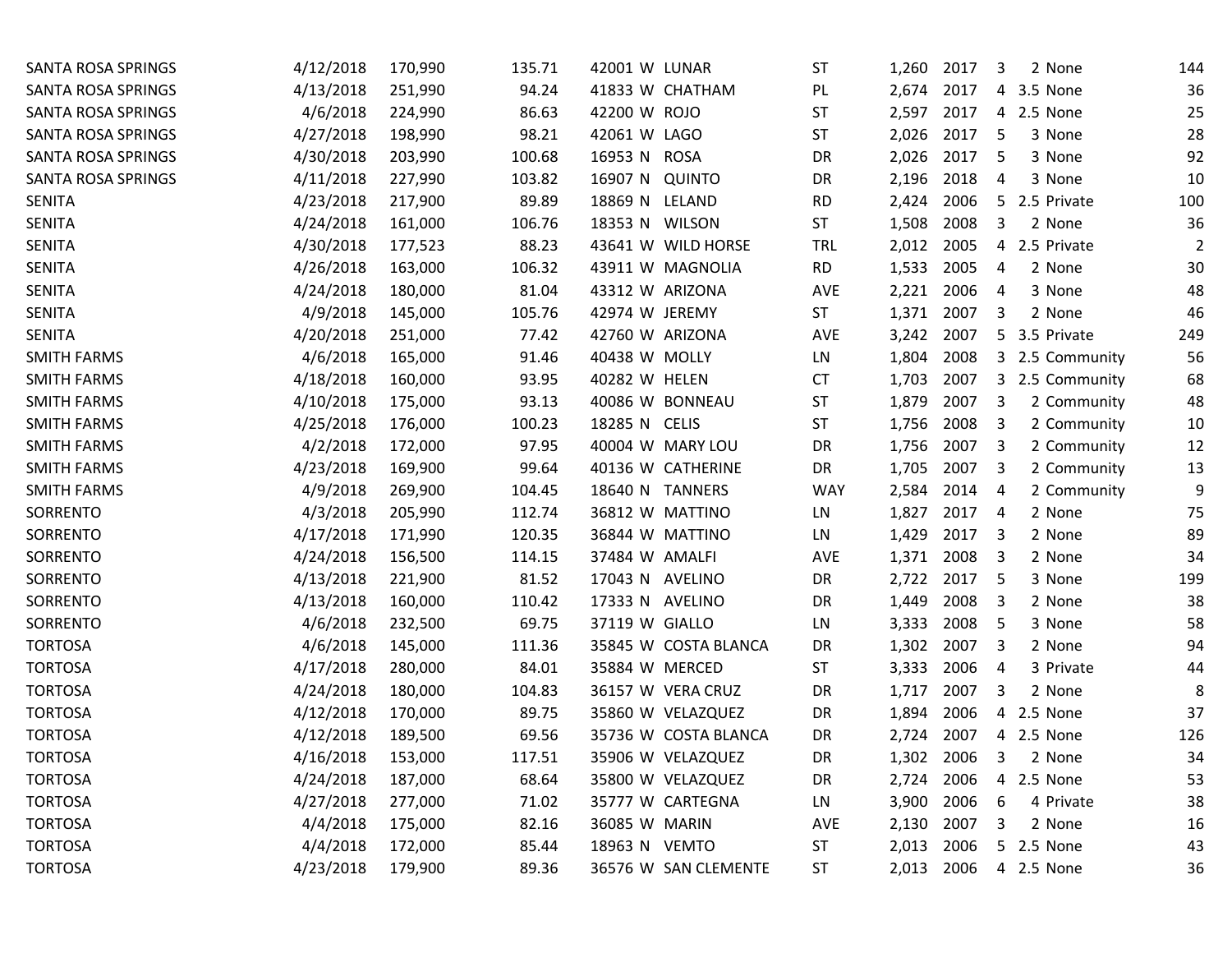| | | | | | | | | | | | | | |
|---|---|---|---|---|---|---|---|---|---|---|---|---|---|
| SANTA ROSA SPRINGS | 4/12/2018 | 170,990 | 135.71 | 42001 | W | LUNAR | ST | 1,260 | 2017 | 3 | 2 | None | 144 |
| SANTA ROSA SPRINGS | 4/13/2018 | 251,990 | 94.24 | 41833 | W | CHATHAM | PL | 2,674 | 2017 | 4 | 3.5 | None | 36 |
| SANTA ROSA SPRINGS | 4/6/2018 | 224,990 | 86.63 | 42200 | W | ROJO | ST | 2,597 | 2017 | 4 | 2.5 | None | 25 |
| SANTA ROSA SPRINGS | 4/27/2018 | 198,990 | 98.21 | 42061 | W | LAGO | ST | 2,026 | 2017 | 5 | 3 | None | 28 |
| SANTA ROSA SPRINGS | 4/30/2018 | 203,990 | 100.68 | 16953 | N | ROSA | DR | 2,026 | 2017 | 5 | 3 | None | 92 |
| SANTA ROSA SPRINGS | 4/11/2018 | 227,990 | 103.82 | 16907 | N | QUINTO | DR | 2,196 | 2018 | 4 | 3 | None | 10 |
| SENITA | 4/23/2018 | 217,900 | 89.89 | 18869 | N | LELAND | RD | 2,424 | 2006 | 5 | 2.5 | Private | 100 |
| SENITA | 4/24/2018 | 161,000 | 106.76 | 18353 | N | WILSON | ST | 1,508 | 2008 | 3 | 2 | None | 36 |
| SENITA | 4/30/2018 | 177,523 | 88.23 | 43641 | W | WILD HORSE | TRL | 2,012 | 2005 | 4 | 2.5 | Private | 2 |
| SENITA | 4/26/2018 | 163,000 | 106.32 | 43911 | W | MAGNOLIA | RD | 1,533 | 2005 | 4 | 2 | None | 30 |
| SENITA | 4/24/2018 | 180,000 | 81.04 | 43312 | W | ARIZONA | AVE | 2,221 | 2006 | 4 | 3 | None | 48 |
| SENITA | 4/9/2018 | 145,000 | 105.76 | 42974 | W | JEREMY | ST | 1,371 | 2007 | 3 | 2 | None | 46 |
| SENITA | 4/20/2018 | 251,000 | 77.42 | 42760 | W | ARIZONA | AVE | 3,242 | 2007 | 5 | 3.5 | Private | 249 |
| SMITH FARMS | 4/6/2018 | 165,000 | 91.46 | 40438 | W | MOLLY | LN | 1,804 | 2008 | 3 | 2.5 | Community | 56 |
| SMITH FARMS | 4/18/2018 | 160,000 | 93.95 | 40282 | W | HELEN | CT | 1,703 | 2007 | 3 | 2.5 | Community | 68 |
| SMITH FARMS | 4/10/2018 | 175,000 | 93.13 | 40086 | W | BONNEAU | ST | 1,879 | 2007 | 3 | 2 | Community | 48 |
| SMITH FARMS | 4/25/2018 | 176,000 | 100.23 | 18285 | N | CELIS | ST | 1,756 | 2008 | 3 | 2 | Community | 10 |
| SMITH FARMS | 4/2/2018 | 172,000 | 97.95 | 40004 | W | MARY LOU | DR | 1,756 | 2007 | 3 | 2 | Community | 12 |
| SMITH FARMS | 4/23/2018 | 169,900 | 99.64 | 40136 | W | CATHERINE | DR | 1,705 | 2007 | 3 | 2 | Community | 13 |
| SMITH FARMS | 4/9/2018 | 269,900 | 104.45 | 18640 | N | TANNERS | WAY | 2,584 | 2014 | 4 | 2 | Community | 9 |
| SORRENTO | 4/3/2018 | 205,990 | 112.74 | 36812 | W | MATTINO | LN | 1,827 | 2017 | 4 | 2 | None | 75 |
| SORRENTO | 4/17/2018 | 171,990 | 120.35 | 36844 | W | MATTINO | LN | 1,429 | 2017 | 3 | 2 | None | 89 |
| SORRENTO | 4/24/2018 | 156,500 | 114.15 | 37484 | W | AMALFI | AVE | 1,371 | 2008 | 3 | 2 | None | 34 |
| SORRENTO | 4/13/2018 | 221,900 | 81.52 | 17043 | N | AVELINO | DR | 2,722 | 2017 | 5 | 3 | None | 199 |
| SORRENTO | 4/13/2018 | 160,000 | 110.42 | 17333 | N | AVELINO | DR | 1,449 | 2008 | 3 | 2 | None | 38 |
| SORRENTO | 4/6/2018 | 232,500 | 69.75 | 37119 | W | GIALLO | LN | 3,333 | 2008 | 5 | 3 | None | 58 |
| TORTOSA | 4/6/2018 | 145,000 | 111.36 | 35845 | W | COSTA BLANCA | DR | 1,302 | 2007 | 3 | 2 | None | 94 |
| TORTOSA | 4/17/2018 | 280,000 | 84.01 | 35884 | W | MERCED | ST | 3,333 | 2006 | 4 | 3 | Private | 44 |
| TORTOSA | 4/24/2018 | 180,000 | 104.83 | 36157 | W | VERA CRUZ | DR | 1,717 | 2007 | 3 | 2 | None | 8 |
| TORTOSA | 4/12/2018 | 170,000 | 89.75 | 35860 | W | VELAZQUEZ | DR | 1,894 | 2006 | 4 | 2.5 | None | 37 |
| TORTOSA | 4/12/2018 | 189,500 | 69.56 | 35736 | W | COSTA BLANCA | DR | 2,724 | 2007 | 4 | 2.5 | None | 126 |
| TORTOSA | 4/16/2018 | 153,000 | 117.51 | 35906 | W | VELAZQUEZ | DR | 1,302 | 2006 | 3 | 2 | None | 34 |
| TORTOSA | 4/24/2018 | 187,000 | 68.64 | 35800 | W | VELAZQUEZ | DR | 2,724 | 2006 | 4 | 2.5 | None | 53 |
| TORTOSA | 4/27/2018 | 277,000 | 71.02 | 35777 | W | CARTEGNA | LN | 3,900 | 2006 | 6 | 4 | Private | 38 |
| TORTOSA | 4/4/2018 | 175,000 | 82.16 | 36085 | W | MARIN | AVE | 2,130 | 2007 | 3 | 2 | None | 16 |
| TORTOSA | 4/4/2018 | 172,000 | 85.44 | 18963 | N | VEMTO | ST | 2,013 | 2006 | 5 | 2.5 | None | 43 |
| TORTOSA | 4/23/2018 | 179,900 | 89.36 | 36576 | W | SAN CLEMENTE | ST | 2,013 | 2006 | 4 | 2.5 | None | 36 |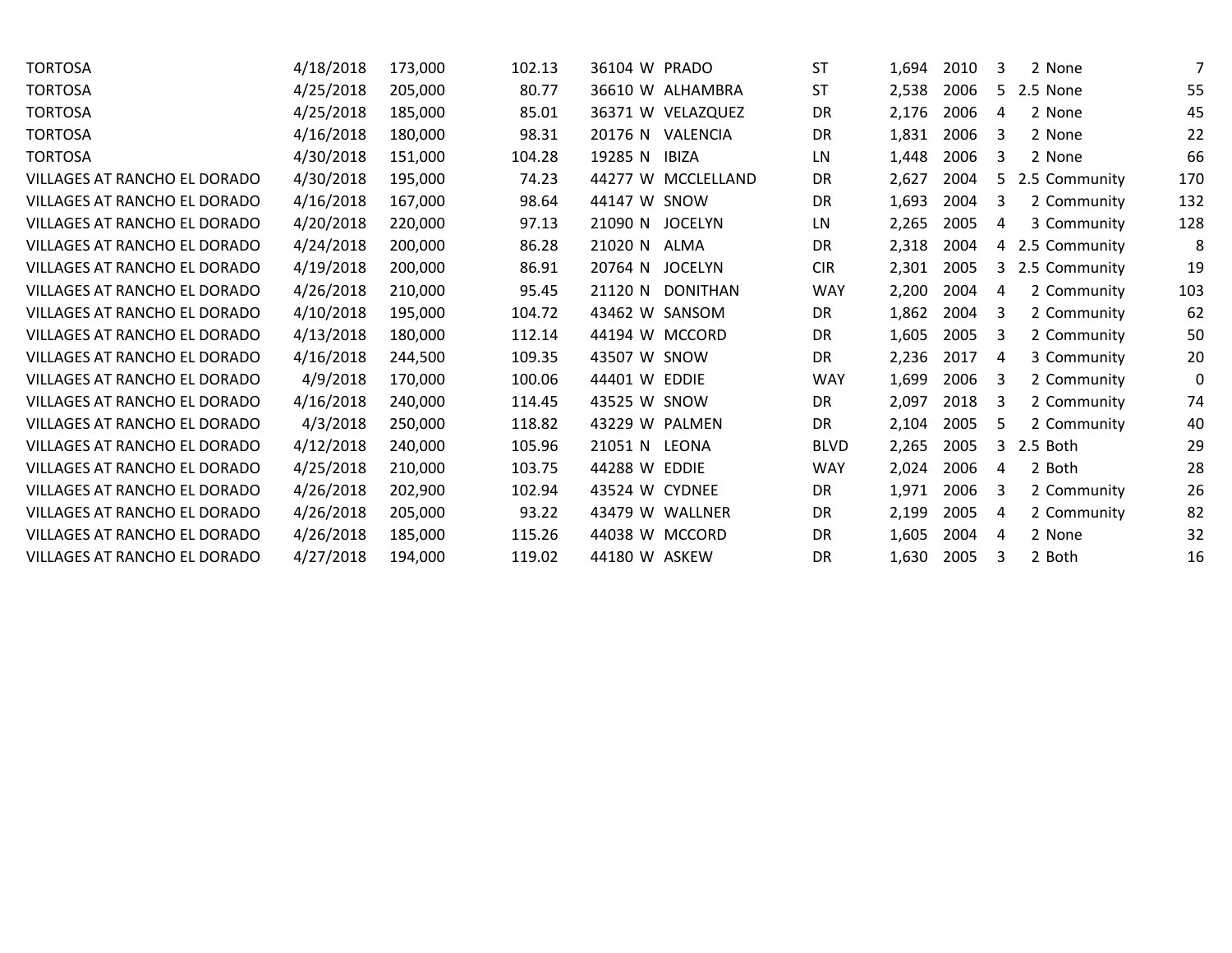| | | | | | | | | | | | | | |
|---|---|---|---|---|---|---|---|---|---|---|---|---|---|
| TORTOSA | 4/18/2018 | 173,000 | 102.13 | 36104 | W | PRADO | ST | 1,694 | 2010 | 3 | 2 | None | 7 |
| TORTOSA | 4/25/2018 | 205,000 | 80.77 | 36610 | W | ALHAMBRA | ST | 2,538 | 2006 | 5 | 2.5 | None | 55 |
| TORTOSA | 4/25/2018 | 185,000 | 85.01 | 36371 | W | VELAZQUEZ | DR | 2,176 | 2006 | 4 | 2 | None | 45 |
| TORTOSA | 4/16/2018 | 180,000 | 98.31 | 20176 | N | VALENCIA | DR | 1,831 | 2006 | 3 | 2 | None | 22 |
| TORTOSA | 4/30/2018 | 151,000 | 104.28 | 19285 | N | IBIZA | LN | 1,448 | 2006 | 3 | 2 | None | 66 |
| VILLAGES AT RANCHO EL DORADO | 4/30/2018 | 195,000 | 74.23 | 44277 | W | MCCLELLAND | DR | 2,627 | 2004 | 5 | 2.5 | Community | 170 |
| VILLAGES AT RANCHO EL DORADO | 4/16/2018 | 167,000 | 98.64 | 44147 | W | SNOW | DR | 1,693 | 2004 | 3 | 2 | Community | 132 |
| VILLAGES AT RANCHO EL DORADO | 4/20/2018 | 220,000 | 97.13 | 21090 | N | JOCELYN | LN | 2,265 | 2005 | 4 | 3 | Community | 128 |
| VILLAGES AT RANCHO EL DORADO | 4/24/2018 | 200,000 | 86.28 | 21020 | N | ALMA | DR | 2,318 | 2004 | 4 | 2.5 | Community | 8 |
| VILLAGES AT RANCHO EL DORADO | 4/19/2018 | 200,000 | 86.91 | 20764 | N | JOCELYN | CIR | 2,301 | 2005 | 3 | 2.5 | Community | 19 |
| VILLAGES AT RANCHO EL DORADO | 4/26/2018 | 210,000 | 95.45 | 21120 | N | DONITHAN | WAY | 2,200 | 2004 | 4 | 2 | Community | 103 |
| VILLAGES AT RANCHO EL DORADO | 4/10/2018 | 195,000 | 104.72 | 43462 | W | SANSOM | DR | 1,862 | 2004 | 3 | 2 | Community | 62 |
| VILLAGES AT RANCHO EL DORADO | 4/13/2018 | 180,000 | 112.14 | 44194 | W | MCCORD | DR | 1,605 | 2005 | 3 | 2 | Community | 50 |
| VILLAGES AT RANCHO EL DORADO | 4/16/2018 | 244,500 | 109.35 | 43507 | W | SNOW | DR | 2,236 | 2017 | 4 | 3 | Community | 20 |
| VILLAGES AT RANCHO EL DORADO | 4/9/2018 | 170,000 | 100.06 | 44401 | W | EDDIE | WAY | 1,699 | 2006 | 3 | 2 | Community | 0 |
| VILLAGES AT RANCHO EL DORADO | 4/16/2018 | 240,000 | 114.45 | 43525 | W | SNOW | DR | 2,097 | 2018 | 3 | 2 | Community | 74 |
| VILLAGES AT RANCHO EL DORADO | 4/3/2018 | 250,000 | 118.82 | 43229 | W | PALMEN | DR | 2,104 | 2005 | 5 | 2 | Community | 40 |
| VILLAGES AT RANCHO EL DORADO | 4/12/2018 | 240,000 | 105.96 | 21051 | N | LEONA | BLVD | 2,265 | 2005 | 3 | 2.5 | Both | 29 |
| VILLAGES AT RANCHO EL DORADO | 4/25/2018 | 210,000 | 103.75 | 44288 | W | EDDIE | WAY | 2,024 | 2006 | 4 | 2 | Both | 28 |
| VILLAGES AT RANCHO EL DORADO | 4/26/2018 | 202,900 | 102.94 | 43524 | W | CYDNEE | DR | 1,971 | 2006 | 3 | 2 | Community | 26 |
| VILLAGES AT RANCHO EL DORADO | 4/26/2018 | 205,000 | 93.22 | 43479 | W | WALLNER | DR | 2,199 | 2005 | 4 | 2 | Community | 82 |
| VILLAGES AT RANCHO EL DORADO | 4/26/2018 | 185,000 | 115.26 | 44038 | W | MCCORD | DR | 1,605 | 2004 | 4 | 2 | None | 32 |
| VILLAGES AT RANCHO EL DORADO | 4/27/2018 | 194,000 | 119.02 | 44180 | W | ASKEW | DR | 1,630 | 2005 | 3 | 2 | Both | 16 |